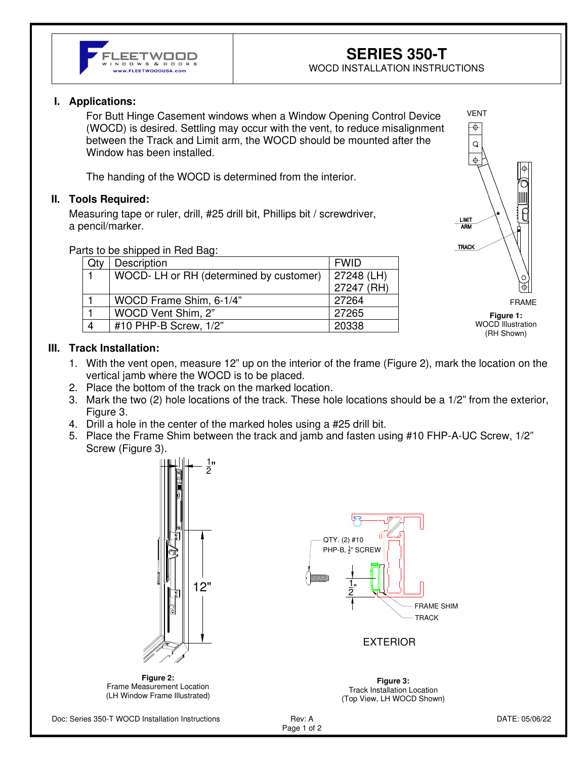FLEETWOOD WINDOWS & DOORS
www.FLEETWOODUSA.com

# SERIES 350-T

WOCD INSTALLATION INSTRUCTIONS

## I. Applications:

For Butt Hinge Casement windows when a Window Opening Control Device (WOCD) is desired. Settling may occur with the vent, to reduce misalignment between the Track and Limit arm, the WOCD should be mounted after the Window has been installed.

The handing of the WOCD is determined from the interior.

## II. Tools Required:

Measuring tape or ruler, drill, #25 drill bit, Phillips bit / screwdriver, a pencil/marker.

Parts to be shipped in Red Bag:

| Qty | Description | FWID |
|---|---|---|
| 1 | WOCD- LH or RH (determined by customer) | 27248 (LH) 27247 (RH) |
| 1 | WOCD Frame Shim, 6-1/4" | 27264 |
| 1 | WOCD Vent Shim, 2" | 27265 |
| 4 | #10 PHP-B Screw, 1/2" | 20338 |

VENT

LIMIT ARM

TRACK

FRAME

**Figure 1:**
WOCD Illustration
(RH Shown)

## III. Track Installation:

1. With the vent open, measure 12" up on the interior of the frame (Figure 2), mark the location on the vertical jamb where the WOCD is to be placed.
2. Place the bottom of the track on the marked location.
3. Mark the two (2) hole locations of the track. These hole locations should be a 1/2" from the exterior, Figure 3.
4. Drill a hole in the center of the marked holes using a #25 drill bit.
5. Place the Frame Shim between the track and jamb and fasten using #10 FHP-A-UC Screw, 1/2" Screw (Figure 3).

1/2"

12"

**Figure 2:**
Frame Measurement Location
(LH Window Frame Illustrated)

QTY. (2) #10 PHP-B, 1/2" SCREW

1/2"

FRAME SHIM

TRACK

EXTERIOR

**Figure 3:**
Track Installation Location
(Top View, LH WOCD Shown)

Doc: Series 350-T WOCD Installation Instructions    Rev: A    DATE: 05/06/22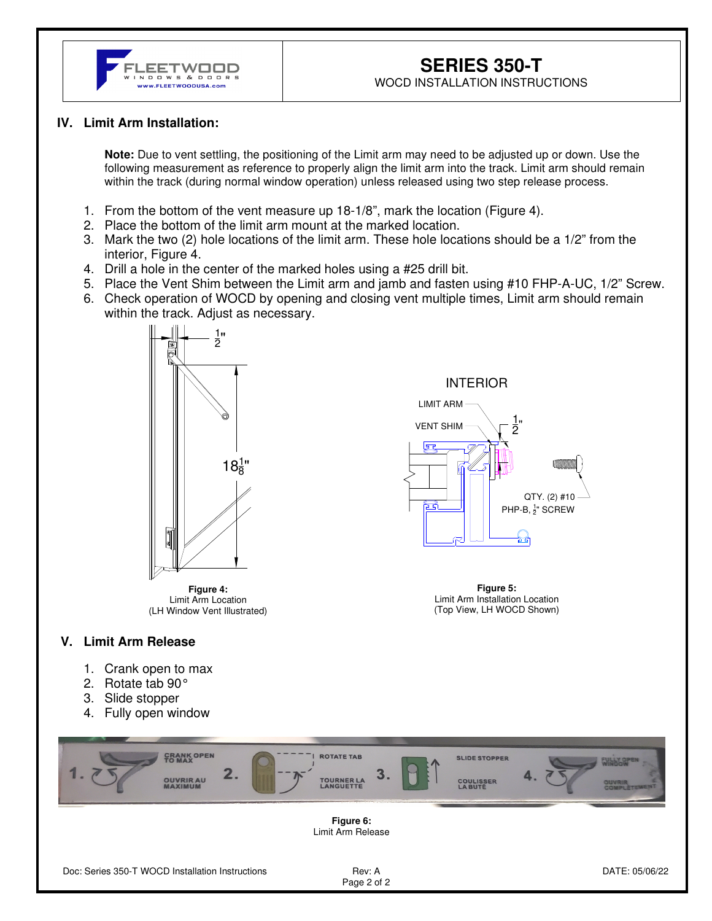# SERIES 350-T

WOCD INSTALLATION INSTRUCTIONS

## IV. Limit Arm Installation:

**Note:** Due to vent settling, the positioning of the Limit arm may need to be adjusted up or down. Use the following measurement as reference to properly align the limit arm into the track. Limit arm should remain within the track (during normal window operation) unless released using two step release process.

1. From the bottom of the vent measure up 18-1/8", mark the location (Figure 4).
2. Place the bottom of the limit arm mount at the marked location.
3. Mark the two (2) hole locations of the limit arm. These hole locations should be a 1/2" from the interior, Figure 4.
4. Drill a hole in the center of the marked holes using a #25 drill bit.
5. Place the Vent Shim between the Limit arm and jamb and fasten using #10 FHP-A-UC, 1/2" Screw.
6. Check operation of WOCD by opening and closing vent multiple times, Limit arm should remain within the track. Adjust as necessary.

1/2"

18 1/8"

**Figure 4:**
Limit Arm Location
(LH Window Vent Illustrated)

INTERIOR

LIMIT ARM

VENT SHIM

1/2"

QTY. (2) #10 PHP-B, 1/2" SCREW

**Figure 5:**
Limit Arm Installation Location
(Top View, LH WOCD Shown)

## V. Limit Arm Release

1. Crank open to max
2. Rotate tab 90°
3. Slide stopper
4. Fully open window

1. CRANK OPEN TO MAX / OUVRIR AU MAXIMUM
2. ROTATE TAB / TOURNER LA LANGUETTE
3. SLIDE STOPPER / COULISSER LA BUTÉ
4. FULLY OPEN WINDOW / OUVRIR COMPLÈTEMENT

**Figure 6:**
Limit Arm Release

Doc: Series 350-T WOCD Installation Instructions — Rev: A — DATE: 05/06/22